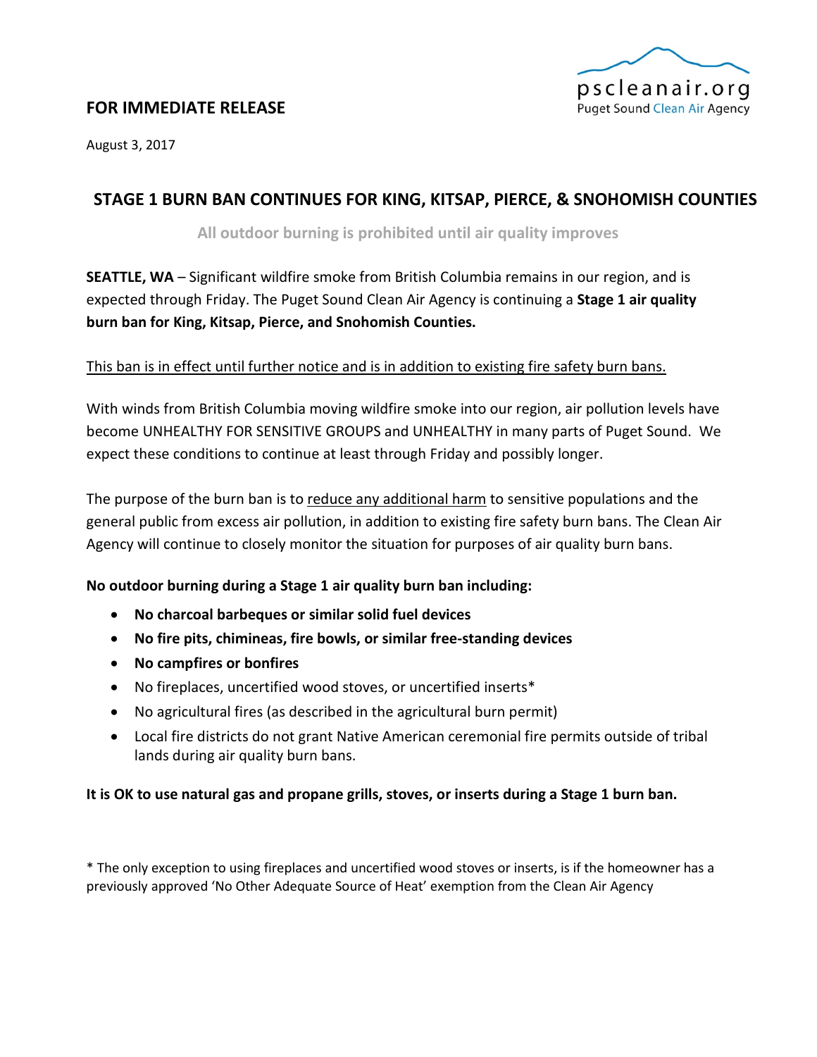pscleanair.org
Puget Sound Clean Air Agency

**FOR IMMEDIATE RELEASE**

August 3, 2017

## STAGE 1 BURN BAN CONTINUES FOR KING, KITSAP, PIERCE, & SNOHOMISH COUNTIES

**All outdoor burning is prohibited until air quality improves**

**SEATTLE, WA** – Significant wildfire smoke from British Columbia remains in our region, and is expected through Friday. The Puget Sound Clean Air Agency is continuing a **Stage 1 air quality burn ban for King, Kitsap, Pierce, and Snohomish Counties.**

<u>This ban is in effect until further notice and is in addition to existing fire safety burn bans.</u>

With winds from British Columbia moving wildfire smoke into our region, air pollution levels have become UNHEALTHY FOR SENSITIVE GROUPS and UNHEALTHY in many parts of Puget Sound. We expect these conditions to continue at least through Friday and possibly longer.

The purpose of the burn ban is to <u>reduce any additional harm</u> to sensitive populations and the general public from excess air pollution, in addition to existing fire safety burn bans. The Clean Air Agency will continue to closely monitor the situation for purposes of air quality burn bans.

**No outdoor burning during a Stage 1 air quality burn ban including:**

- **No charcoal barbeques or similar solid fuel devices**
- **No fire pits, chimineas, fire bowls, or similar free-standing devices**
- **No campfires or bonfires**
- No fireplaces, uncertified wood stoves, or uncertified inserts*
- No agricultural fires (as described in the agricultural burn permit)
- Local fire districts do not grant Native American ceremonial fire permits outside of tribal lands during air quality burn bans.

**It is OK to use natural gas and propane grills, stoves, or inserts during a Stage 1 burn ban.**

* The only exception to using fireplaces and uncertified wood stoves or inserts, is if the homeowner has a previously approved 'No Other Adequate Source of Heat' exemption from the Clean Air Agency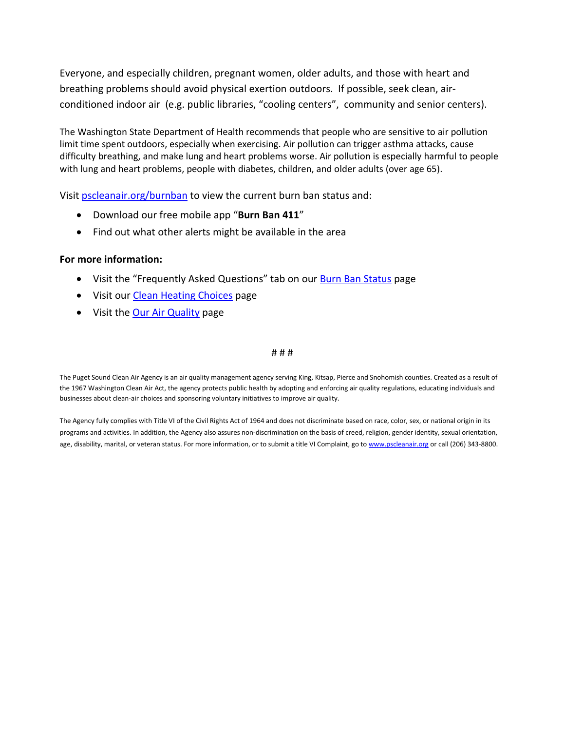Everyone, and especially children, pregnant women, older adults, and those with heart and breathing problems should avoid physical exertion outdoors. If possible, seek clean, air-conditioned indoor air (e.g. public libraries, "cooling centers", community and senior centers).

The Washington State Department of Health recommends that people who are sensitive to air pollution limit time spent outdoors, especially when exercising. Air pollution can trigger asthma attacks, cause difficulty breathing, and make lung and heart problems worse. Air pollution is especially harmful to people with lung and heart problems, people with diabetes, children, and older adults (over age 65).

Visit pscleanair.org/burnban to view the current burn ban status and:

- Download our free mobile app "**Burn Ban 411**"
- Find out what other alerts might be available in the area

**For more information:**

- Visit the "Frequently Asked Questions" tab on our Burn Ban Status page
- Visit our Clean Heating Choices page
- Visit the Our Air Quality page

# # #

The Puget Sound Clean Air Agency is an air quality management agency serving King, Kitsap, Pierce and Snohomish counties. Created as a result of the 1967 Washington Clean Air Act, the agency protects public health by adopting and enforcing air quality regulations, educating individuals and businesses about clean-air choices and sponsoring voluntary initiatives to improve air quality.

The Agency fully complies with Title VI of the Civil Rights Act of 1964 and does not discriminate based on race, color, sex, or national origin in its programs and activities. In addition, the Agency also assures non-discrimination on the basis of creed, religion, gender identity, sexual orientation, age, disability, marital, or veteran status. For more information, or to submit a title VI Complaint, go to www.pscleanair.org or call (206) 343-8800.